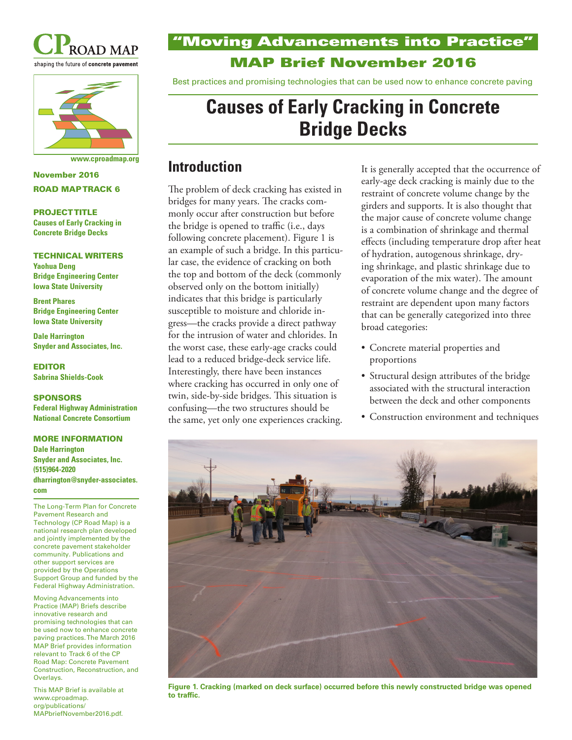CP ROAD MAP

shaping the future of concrete pavement

www.cproadmap.org

November 2016

ROAD MAP TRACK 6

**PROJECT TITLE**

**Causes of Early Cracking in Concrete Bridge Decks**

**TECHNICAL WRITERS**

**Yaohua Deng**
**Bridge Engineering Center**
**Iowa State University**

**Brent Phares**
**Bridge Engineering Center**
**Iowa State University**

**Dale Harrington**
**Snyder and Associates, Inc.**

**EDITOR**

**Sabrina Shields-Cook**

**SPONSORS**

**Federal Highway Administration**
**National Concrete Consortium**

**MORE INFORMATION**

**Dale Harrington**
**Snyder and Associates, Inc.**
**(515)964-2020**
**dharrington@snyder-associates.com**

The Long-Term Plan for Concrete Pavement Research and Technology (CP Road Map) is a national research plan developed and jointly implemented by the concrete pavement stakeholder community. Publications and other support services are provided by the Operations Support Group and funded by the Federal Highway Administration.

Moving Advancements into Practice (MAP) Briefs describe innovative research and promising technologies that can be used now to enhance concrete paving practices. The March 2016 MAP Brief provides information relevant to Track 6 of the CP Road Map: Concrete Pavement Construction, Reconstruction, and Overlays.

This MAP Brief is available at www.cproadmap.org/publications/MAPbriefNovember2016.pdf.

## "Moving Advancements into Practice"

## MAP Brief November 2016

Best practices and promising technologies that can be used now to enhance concrete paving

# Causes of Early Cracking in Concrete Bridge Decks

## Introduction

The problem of deck cracking has existed in bridges for many years. The cracks commonly occur after construction but before the bridge is opened to traffic (i.e., days following concrete placement). Figure 1 is an example of such a bridge. In this particular case, the evidence of cracking on both the top and bottom of the deck (commonly observed only on the bottom initially) indicates that this bridge is particularly susceptible to moisture and chloride ingress—the cracks provide a direct pathway for the intrusion of water and chlorides. In the worst case, these early-age cracks could lead to a reduced bridge-deck service life. Interestingly, there have been instances where cracking has occurred in only one of twin, side-by-side bridges. This situation is confusing—the two structures should be the same, yet only one experiences cracking.

It is generally accepted that the occurrence of early-age deck cracking is mainly due to the restraint of concrete volume change by the girders and supports. It is also thought that the major cause of concrete volume change is a combination of shrinkage and thermal effects (including temperature drop after heat of hydration, autogenous shrinkage, drying shrinkage, and plastic shrinkage due to evaporation of the mix water). The amount of concrete volume change and the degree of restraint are dependent upon many factors that can be generally categorized into three broad categories:

- Concrete material properties and proportions
- Structural design attributes of the bridge associated with the structural interaction between the deck and other components
- Construction environment and techniques

**Figure 1. Cracking (marked on deck surface) occurred before this newly constructed bridge was opened to traffic.**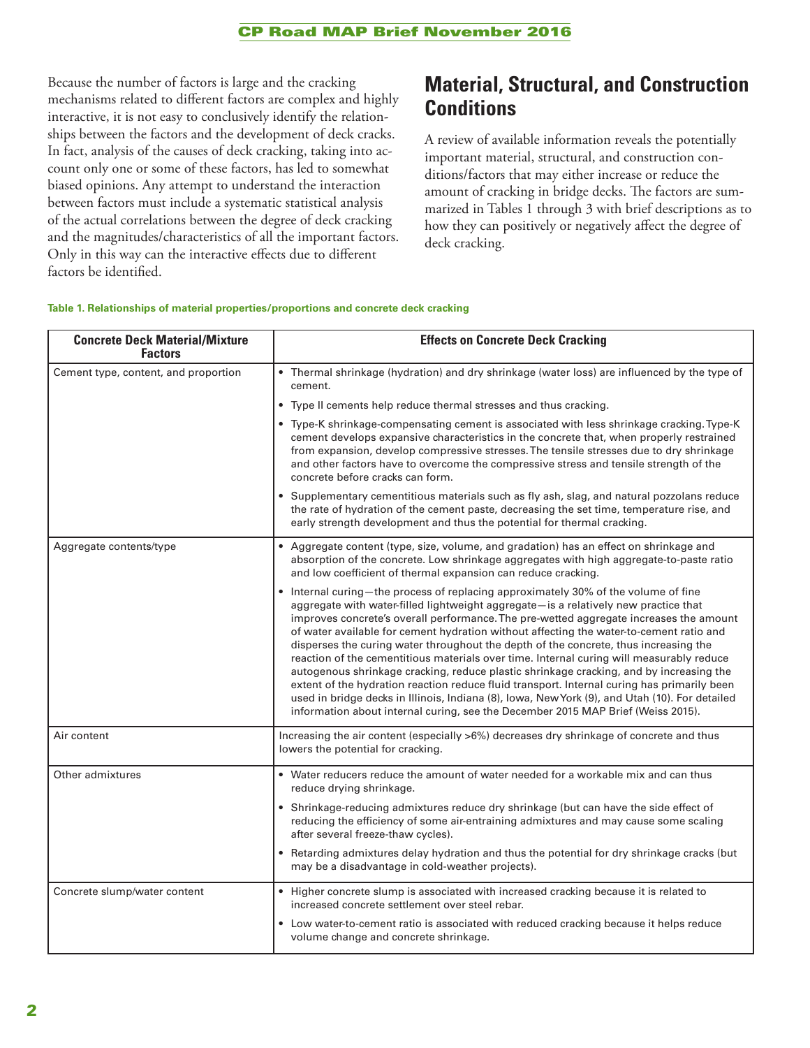Because the number of factors is large and the cracking mechanisms related to different factors are complex and highly interactive, it is not easy to conclusively identify the relationships between the factors and the development of deck cracks. In fact, analysis of the causes of deck cracking, taking into account only one or some of these factors, has led to somewhat biased opinions. Any attempt to understand the interaction between factors must include a systematic statistical analysis of the actual correlations between the degree of deck cracking and the magnitudes/characteristics of all the important factors. Only in this way can the interactive effects due to different factors be identified.

## Material, Structural, and Construction Conditions

A review of available information reveals the potentially important material, structural, and construction conditions/factors that may either increase or reduce the amount of cracking in bridge decks. The factors are summarized in Tables 1 through 3 with brief descriptions as to how they can positively or negatively affect the degree of deck cracking.

**Table 1. Relationships of material properties/proportions and concrete deck cracking**

| Concrete Deck Material/Mixture Factors | Effects on Concrete Deck Cracking |
|---|---|
| Cement type, content, and proportion | • Thermal shrinkage (hydration) and dry shrinkage (water loss) are influenced by the type of cement.<br>• Type II cements help reduce thermal stresses and thus cracking.<br>• Type-K shrinkage-compensating cement is associated with less shrinkage cracking. Type-K cement develops expansive characteristics in the concrete that, when properly restrained from expansion, develop compressive stresses. The tensile stresses due to dry shrinkage and other factors have to overcome the compressive stress and tensile strength of the concrete before cracks can form.<br>• Supplementary cementitious materials such as fly ash, slag, and natural pozzolans reduce the rate of hydration of the cement paste, decreasing the set time, temperature rise, and early strength development and thus the potential for thermal cracking. |
| Aggregate contents/type | • Aggregate content (type, size, volume, and gradation) has an effect on shrinkage and absorption of the concrete. Low shrinkage aggregates with high aggregate-to-paste ratio and low coefficient of thermal expansion can reduce cracking.<br>• Internal curing—the process of replacing approximately 30% of the volume of fine aggregate with water-filled lightweight aggregate—is a relatively new practice that improves concrete's overall performance. The pre-wetted aggregate increases the amount of water available for cement hydration without affecting the water-to-cement ratio and disperses the curing water throughout the depth of the concrete, thus increasing the reaction of the cementitious materials over time. Internal curing will measurably reduce autogenous shrinkage cracking, reduce plastic shrinkage cracking, and by increasing the extent of the hydration reaction reduce fluid transport. Internal curing has primarily been used in bridge decks in Illinois, Indiana (8), Iowa, New York (9), and Utah (10). For detailed information about internal curing, see the December 2015 MAP Brief (Weiss 2015). |
| Air content | Increasing the air content (especially >6%) decreases dry shrinkage of concrete and thus lowers the potential for cracking. |
| Other admixtures | • Water reducers reduce the amount of water needed for a workable mix and can thus reduce drying shrinkage.<br>• Shrinkage-reducing admixtures reduce dry shrinkage (but can have the side effect of reducing the efficiency of some air-entraining admixtures and may cause some scaling after several freeze-thaw cycles).<br>• Retarding admixtures delay hydration and thus the potential for dry shrinkage cracks (but may be a disadvantage in cold-weather projects). |
| Concrete slump/water content | • Higher concrete slump is associated with increased cracking because it is related to increased concrete settlement over steel rebar.<br>• Low water-to-cement ratio is associated with reduced cracking because it helps reduce volume change and concrete shrinkage. |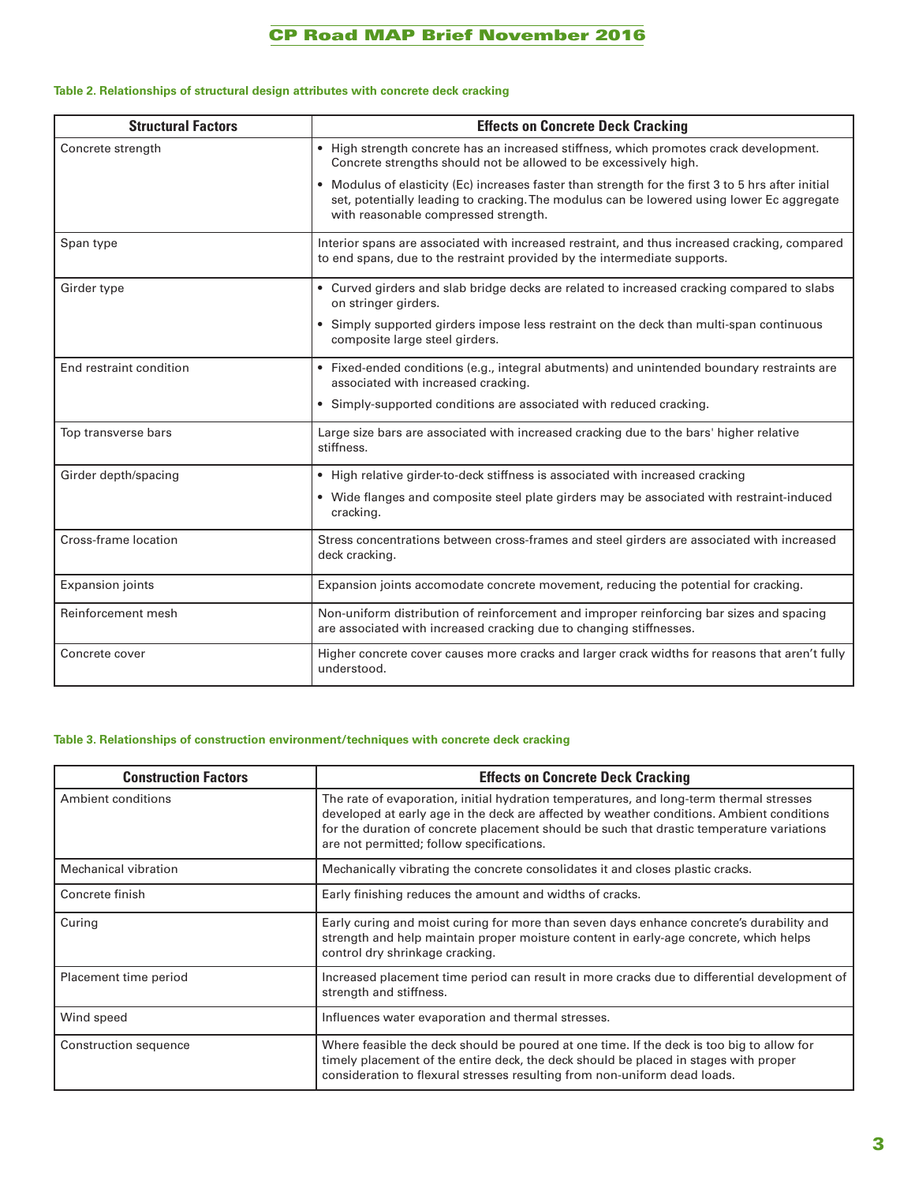**Table 2. Relationships of structural design attributes with concrete deck cracking**

| Structural Factors | Effects on Concrete Deck Cracking |
|---|---|
| Concrete strength | • High strength concrete has an increased stiffness, which promotes crack development. Concrete strengths should not be allowed to be excessively high.<br>• Modulus of elasticity (Ec) increases faster than strength for the first 3 to 5 hrs after initial set, potentially leading to cracking. The modulus can be lowered using lower Ec aggregate with reasonable compressed strength. |
| Span type | Interior spans are associated with increased restraint, and thus increased cracking, compared to end spans, due to the restraint provided by the intermediate supports. |
| Girder type | • Curved girders and slab bridge decks are related to increased cracking compared to slabs on stringer girders.<br>• Simply supported girders impose less restraint on the deck than multi-span continuous composite large steel girders. |
| End restraint condition | • Fixed-ended conditions (e.g., integral abutments) and unintended boundary restraints are associated with increased cracking.<br>• Simply-supported conditions are associated with reduced cracking. |
| Top transverse bars | Large size bars are associated with increased cracking due to the bars' higher relative stiffness. |
| Girder depth/spacing | • High relative girder-to-deck stiffness is associated with increased cracking<br>• Wide flanges and composite steel plate girders may be associated with restraint-induced cracking. |
| Cross-frame location | Stress concentrations between cross-frames and steel girders are associated with increased deck cracking. |
| Expansion joints | Expansion joints accomodate concrete movement, reducing the potential for cracking. |
| Reinforcement mesh | Non-uniform distribution of reinforcement and improper reinforcing bar sizes and spacing are associated with increased cracking due to changing stiffnesses. |
| Concrete cover | Higher concrete cover causes more cracks and larger crack widths for reasons that aren't fully understood. |

**Table 3. Relationships of construction environment/techniques with concrete deck cracking**

| Construction Factors | Effects on Concrete Deck Cracking |
|---|---|
| Ambient conditions | The rate of evaporation, initial hydration temperatures, and long-term thermal stresses developed at early age in the deck are affected by weather conditions. Ambient conditions for the duration of concrete placement should be such that drastic temperature variations are not permitted; follow specifications. |
| Mechanical vibration | Mechanically vibrating the concrete consolidates it and closes plastic cracks. |
| Concrete finish | Early finishing reduces the amount and widths of cracks. |
| Curing | Early curing and moist curing for more than seven days enhance concrete's durability and strength and help maintain proper moisture content in early-age concrete, which helps control dry shrinkage cracking. |
| Placement time period | Increased placement time period can result in more cracks due to differential development of strength and stiffness. |
| Wind speed | Influences water evaporation and thermal stresses. |
| Construction sequence | Where feasible the deck should be poured at one time. If the deck is too big to allow for timely placement of the entire deck, the deck should be placed in stages with proper consideration to flexural stresses resulting from non-uniform dead loads. |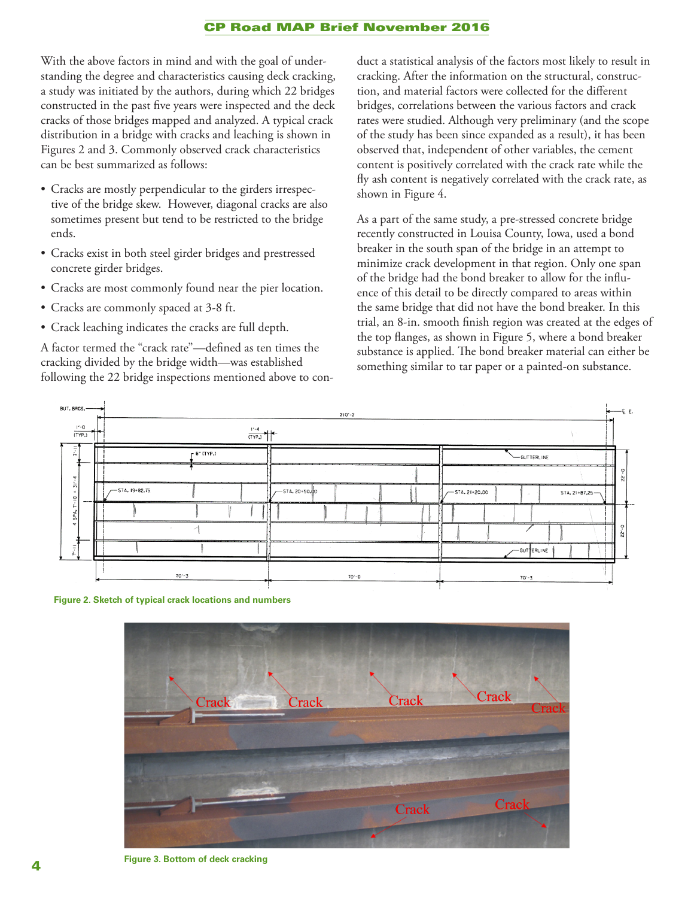With the above factors in mind and with the goal of understanding the degree and characteristics causing deck cracking, a study was initiated by the authors, during which 22 bridges constructed in the past five years were inspected and the deck cracks of those bridges mapped and analyzed. A typical crack distribution in a bridge with cracks and leaching is shown in Figures 2 and 3. Commonly observed crack characteristics can be best summarized as follows:

- Cracks are mostly perpendicular to the girders irrespective of the bridge skew. However, diagonal cracks are also sometimes present but tend to be restricted to the bridge ends.
- Cracks exist in both steel girder bridges and prestressed concrete girder bridges.
- Cracks are most commonly found near the pier location.
- Cracks are commonly spaced at 3-8 ft.
- Crack leaching indicates the cracks are full depth.

A factor termed the "crack rate"—defined as ten times the cracking divided by the bridge width—was established following the 22 bridge inspections mentioned above to conduct a statistical analysis of the factors most likely to result in cracking. After the information on the structural, construction, and material factors were collected for the different bridges, correlations between the various factors and crack rates were studied. Although very preliminary (and the scope of the study has been since expanded as a result), it has been observed that, independent of other variables, the cement content is positively correlated with the crack rate while the fly ash content is negatively correlated with the crack rate, as shown in Figure 4.

As a part of the same study, a pre-stressed concrete bridge recently constructed in Louisa County, Iowa, used a bond breaker in the south span of the bridge in an attempt to minimize crack development in that region. Only one span of the bridge had the bond breaker to allow for the influence of this detail to be directly compared to areas within the same bridge that did not have the bond breaker. In this trial, an 8-in. smooth finish region was created at the edges of the top flanges, as shown in Figure 5, where a bond breaker substance is applied. The bond breaker material can either be something similar to tar paper or a painted-on substance.

**Figure 2. Sketch of typical crack locations and numbers**

**Figure 3. Bottom of deck cracking**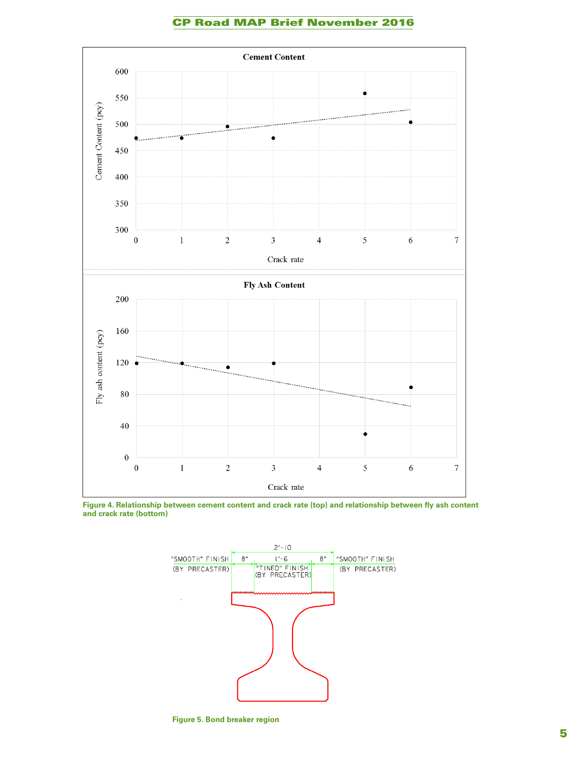Figure 4. Relationship between cement content and crack rate (top) and relationship between fly ash content and crack rate (bottom)

Figure 5. Bond breaker region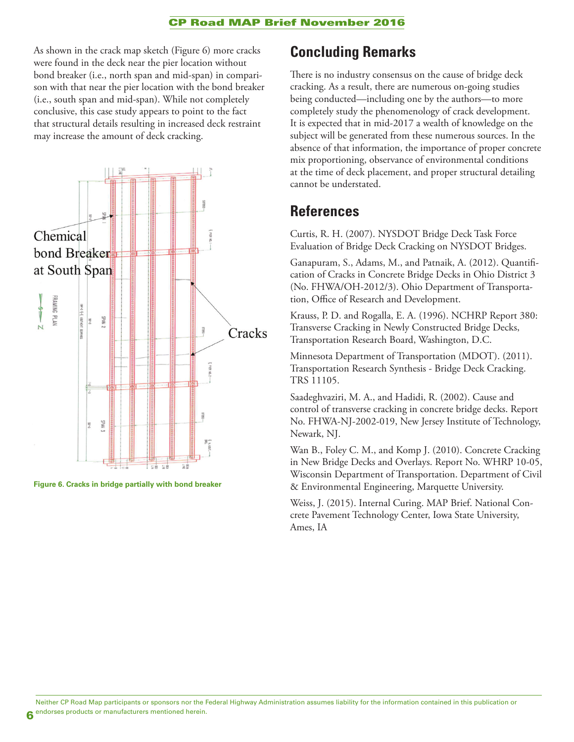As shown in the crack map sketch (Figure 6) more cracks were found in the deck near the pier location without bond breaker (i.e., north span and mid-span) in comparison with that near the pier location with the bond breaker (i.e., south span and mid-span). While not completely conclusive, this case study appears to point to the fact that structural details resulting in increased deck restraint may increase the amount of deck cracking.

Chemical bond Breaker at South Span

Cracks

Figure 6. Cracks in bridge partially with bond breaker

## Concluding Remarks

There is no industry consensus on the cause of bridge deck cracking. As a result, there are numerous on-going studies being conducted—including one by the authors—to more completely study the phenomenology of crack development. It is expected that in mid-2017 a wealth of knowledge on the subject will be generated from these numerous sources. In the absence of that information, the importance of proper concrete mix proportioning, observance of environmental conditions at the time of deck placement, and proper structural detailing cannot be understated.

## References

Curtis, R. H. (2007). NYSDOT Bridge Deck Task Force Evaluation of Bridge Deck Cracking on NYSDOT Bridges.

Ganapuram, S., Adams, M., and Patnaik, A. (2012). Quantification of Cracks in Concrete Bridge Decks in Ohio District 3 (No. FHWA/OH-2012/3). Ohio Department of Transportation, Office of Research and Development.

Krauss, P. D. and Rogalla, E. A. (1996). NCHRP Report 380: Transverse Cracking in Newly Constructed Bridge Decks, Transportation Research Board, Washington, D.C.

Minnesota Department of Transportation (MDOT). (2011). Transportation Research Synthesis - Bridge Deck Cracking. TRS 11105.

Saadeghvaziri, M. A., and Hadidi, R. (2002). Cause and control of transverse cracking in concrete bridge decks. Report No. FHWA-NJ-2002-019, New Jersey Institute of Technology, Newark, NJ.

Wan B., Foley C. M., and Komp J. (2010). Concrete Cracking in New Bridge Decks and Overlays. Report No. WHRP 10-05, Wisconsin Department of Transportation. Department of Civil & Environmental Engineering, Marquette University.

Weiss, J. (2015). Internal Curing. MAP Brief. National Concrete Pavement Technology Center, Iowa State University, Ames, IA

Neither CP Road Map participants or sponsors nor the Federal Highway Administration assumes liability for the information contained in this publication or endorses products or manufacturers mentioned herein.